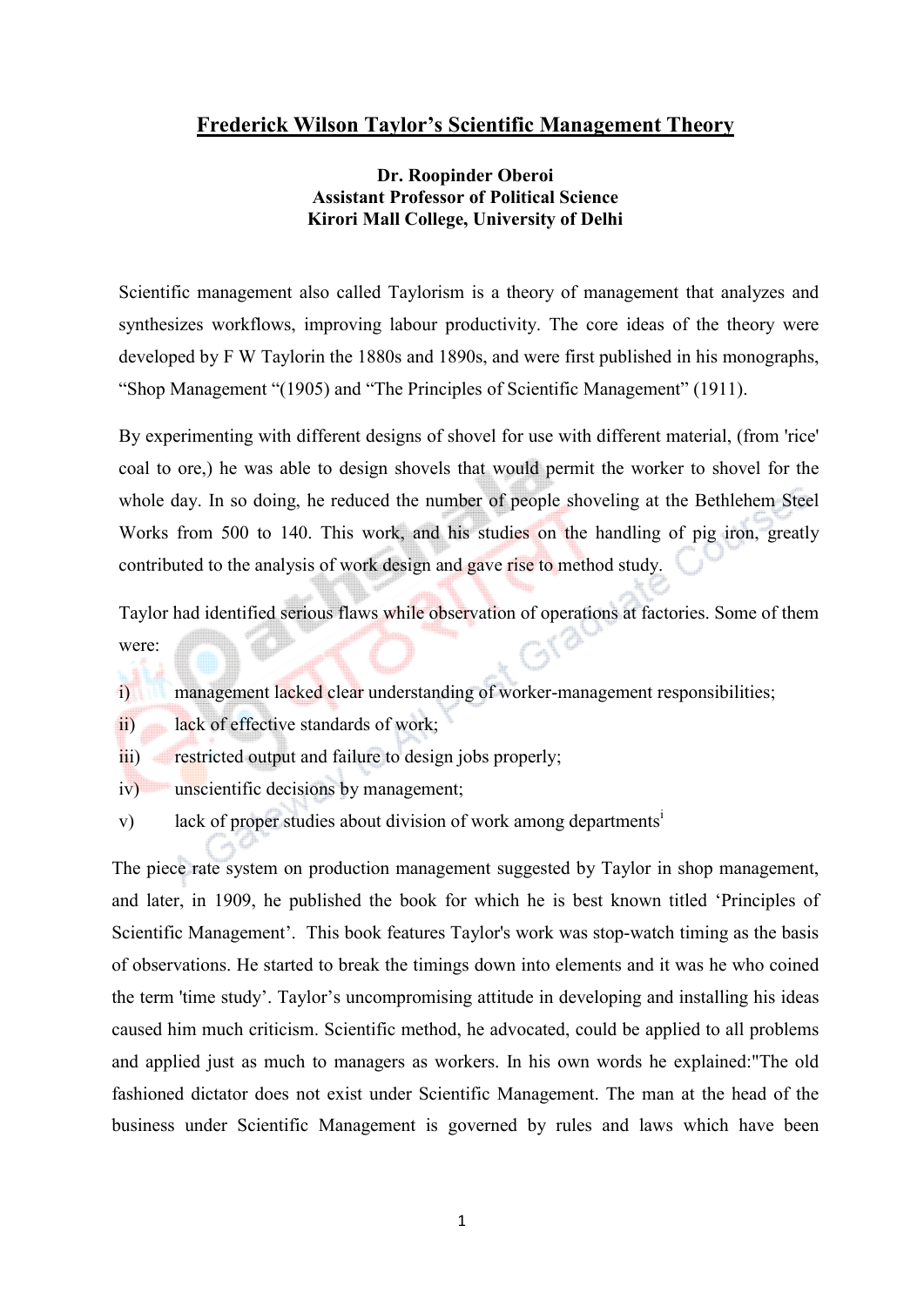# Frederick Wilson Taylor's Scientific Management Theory

**Dr. Roopinder Oberoi**
**Assistant Professor of Political Science**
**Kirori Mall College, University of Delhi**

Scientific management also called Taylorism is a theory of management that analyzes and synthesizes workflows, improving labour productivity. The core ideas of the theory were developed by F W Taylorin the 1880s and 1890s, and were first published in his monographs, "Shop Management "(1905) and "The Principles of Scientific Management" (1911).

By experimenting with different designs of shovel for use with different material, (from 'rice' coal to ore,) he was able to design shovels that would permit the worker to shovel for the whole day. In so doing, he reduced the number of people shoveling at the Bethlehem Steel Works from 500 to 140. This work, and his studies on the handling of pig iron, greatly contributed to the analysis of work design and gave rise to method study.

Taylor had identified serious flaws while observation of operations at factories. Some of them were:

i) management lacked clear understanding of worker-management responsibilities;
ii) lack of effective standards of work;
iii) restricted output and failure to design jobs properly;
iv) unscientific decisions by management;
v) lack of proper studies about division of work among departments[i]

The piece rate system on production management suggested by Taylor in shop management, and later, in 1909, he published the book for which he is best known titled 'Principles of Scientific Management'. This book features Taylor's work was stop-watch timing as the basis of observations. He started to break the timings down into elements and it was he who coined the term 'time study'. Taylor's uncompromising attitude in developing and installing his ideas caused him much criticism. Scientific method, he advocated, could be applied to all problems and applied just as much to managers as workers. In his own words he explained:"The old fashioned dictator does not exist under Scientific Management. The man at the head of the business under Scientific Management is governed by rules and laws which have been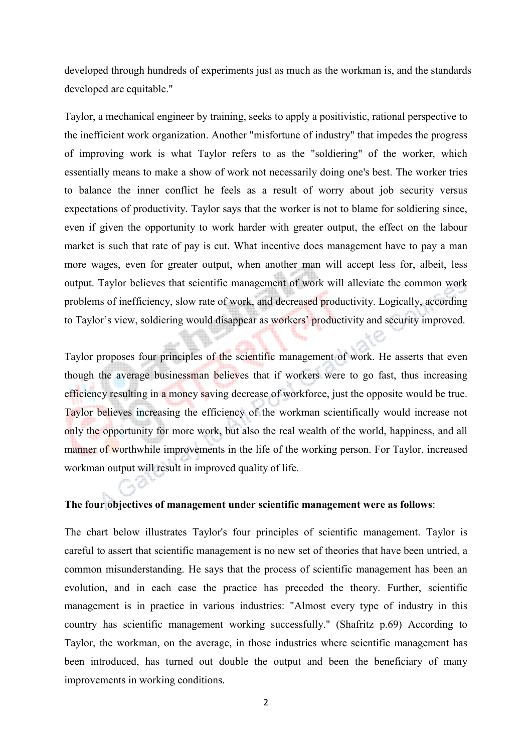developed through hundreds of experiments just as much as the workman is, and the standards developed are equitable."

Taylor, a mechanical engineer by training, seeks to apply a positivistic, rational perspective to the inefficient work organization. Another "misfortune of industry" that impedes the progress of improving work is what Taylor refers to as the "soldiering" of the worker, which essentially means to make a show of work not necessarily doing one's best. The worker tries to balance the inner conflict he feels as a result of worry about job security versus expectations of productivity. Taylor says that the worker is not to blame for soldiering since, even if given the opportunity to work harder with greater output, the effect on the labour market is such that rate of pay is cut. What incentive does management have to pay a man more wages, even for greater output, when another man will accept less for, albeit, less output. Taylor believes that scientific management of work will alleviate the common work problems of inefficiency, slow rate of work, and decreased productivity. Logically, according to Taylor's view, soldiering would disappear as workers' productivity and security improved.

Taylor proposes four principles of the scientific management of work. He asserts that even though the average businessman believes that if workers were to go fast, thus increasing efficiency resulting in a money saving decrease of workforce, just the opposite would be true. Taylor believes increasing the efficiency of the workman scientifically would increase not only the opportunity for more work, but also the real wealth of the world, happiness, and all manner of worthwhile improvements in the life of the working person. For Taylor, increased workman output will result in improved quality of life.

**The four objectives of management under scientific management were as follows**:

The chart below illustrates Taylor's four principles of scientific management. Taylor is careful to assert that scientific management is no new set of theories that have been untried, a common misunderstanding. He says that the process of scientific management has been an evolution, and in each case the practice has preceded the theory. Further, scientific management is in practice in various industries: "Almost every type of industry in this country has scientific management working successfully." (Shafritz p.69) According to Taylor, the workman, on the average, in those industries where scientific management has been introduced, has turned out double the output and been the beneficiary of many improvements in working conditions.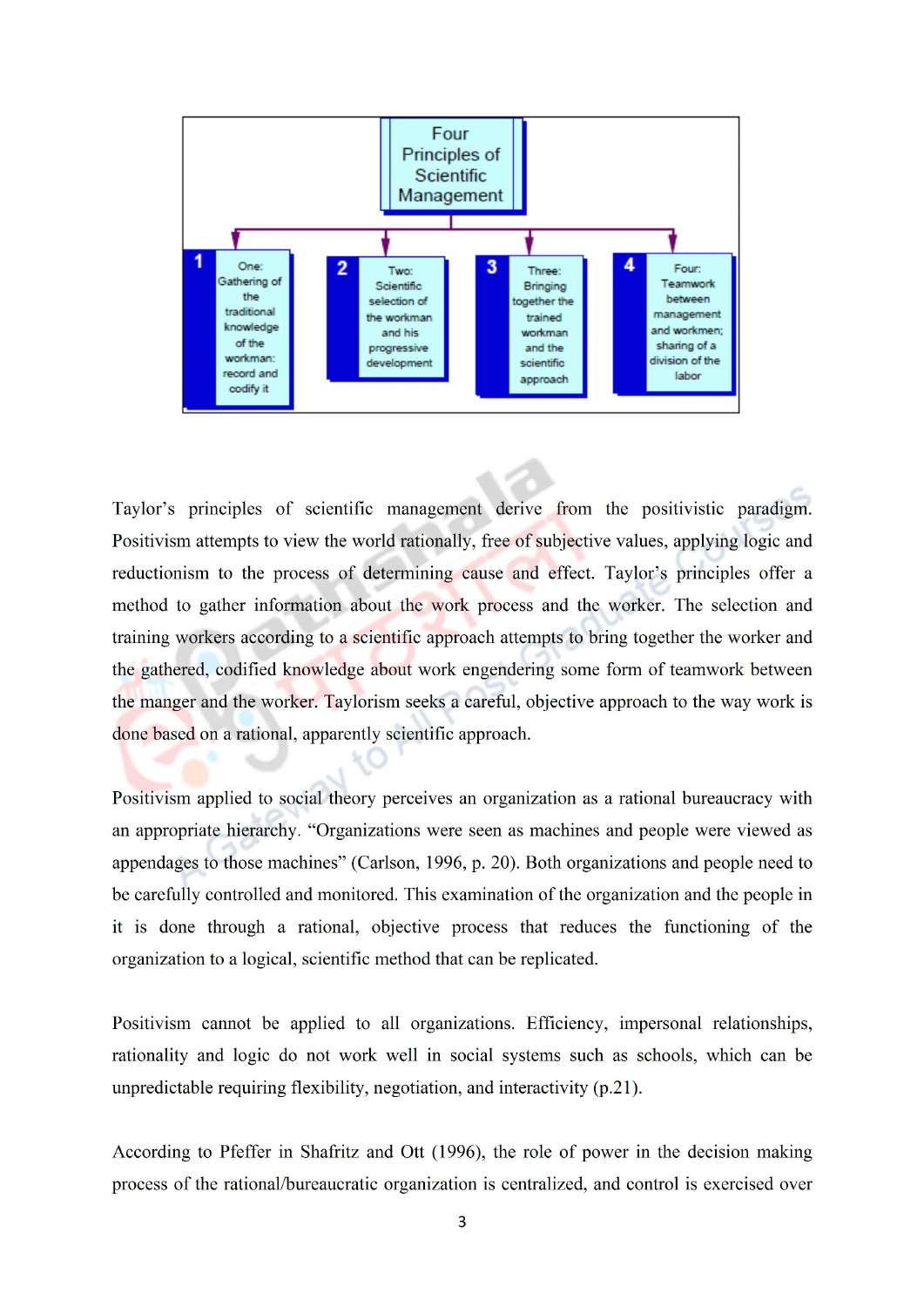**Four Principles of Scientific Management**

1. One: Gathering of the traditional knowledge of the workman: record and codify it
2. Two: Scientific selection of the workman and his progressive development
3. Three: Bringing together the trained workman and the scientific approach
4. Four: Teamwork between management and workmen; sharing of a division of the labor

Taylor's principles of scientific management derive from the positivistic paradigm. Positivism attempts to view the world rationally, free of subjective values, applying logic and reductionism to the process of determining cause and effect. Taylor's principles offer a method to gather information about the work process and the worker. The selection and training workers according to a scientific approach attempts to bring together the worker and the gathered, codified knowledge about work engendering some form of teamwork between the manger and the worker. Taylorism seeks a careful, objective approach to the way work is done based on a rational, apparently scientific approach.

Positivism applied to social theory perceives an organization as a rational bureaucracy with an appropriate hierarchy. "Organizations were seen as machines and people were viewed as appendages to those machines" (Carlson, 1996, p. 20). Both organizations and people need to be carefully controlled and monitored. This examination of the organization and the people in it is done through a rational, objective process that reduces the functioning of the organization to a logical, scientific method that can be replicated.

Positivism cannot be applied to all organizations. Efficiency, impersonal relationships, rationality and logic do not work well in social systems such as schools, which can be unpredictable requiring flexibility, negotiation, and interactivity (p.21).

According to Pfeffer in Shafritz and Ott (1996), the role of power in the decision making process of the rational/bureaucratic organization is centralized, and control is exercised over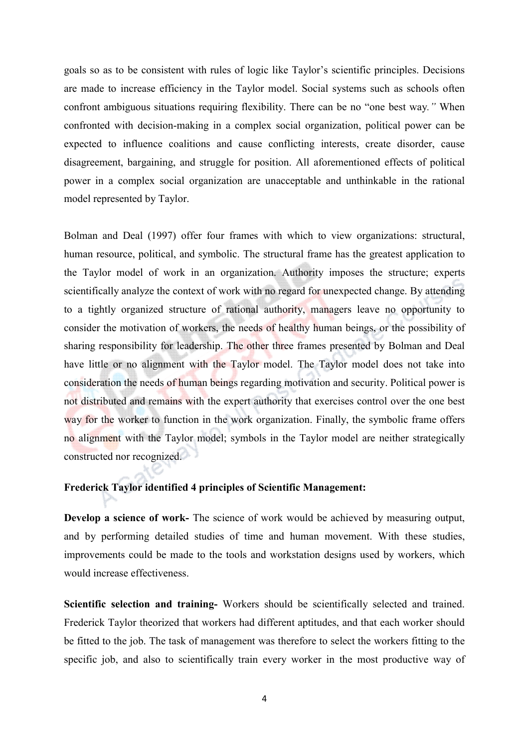goals so as to be consistent with rules of logic like Taylor's scientific principles. Decisions are made to increase efficiency in the Taylor model. Social systems such as schools often confront ambiguous situations requiring flexibility. There can be no "one best way." When confronted with decision-making in a complex social organization, political power can be expected to influence coalitions and cause conflicting interests, create disorder, cause disagreement, bargaining, and struggle for position. All aforementioned effects of political power in a complex social organization are unacceptable and unthinkable in the rational model represented by Taylor.

Bolman and Deal (1997) offer four frames with which to view organizations: structural, human resource, political, and symbolic. The structural frame has the greatest application to the Taylor model of work in an organization. Authority imposes the structure; experts scientifically analyze the context of work with no regard for unexpected change. By attending to a tightly organized structure of rational authority, managers leave no opportunity to consider the motivation of workers, the needs of healthy human beings, or the possibility of sharing responsibility for leadership. The other three frames presented by Bolman and Deal have little or no alignment with the Taylor model. The Taylor model does not take into consideration the needs of human beings regarding motivation and security. Political power is not distributed and remains with the expert authority that exercises control over the one best way for the worker to function in the work organization. Finally, the symbolic frame offers no alignment with the Taylor model; symbols in the Taylor model are neither strategically constructed nor recognized.

**Frederick Taylor identified 4 principles of Scientific Management:**

**Develop a science of work-** The science of work would be achieved by measuring output, and by performing detailed studies of time and human movement. With these studies, improvements could be made to the tools and workstation designs used by workers, which would increase effectiveness.

**Scientific selection and training-** Workers should be scientifically selected and trained. Frederick Taylor theorized that workers had different aptitudes, and that each worker should be fitted to the job. The task of management was therefore to select the workers fitting to the specific job, and also to scientifically train every worker in the most productive way of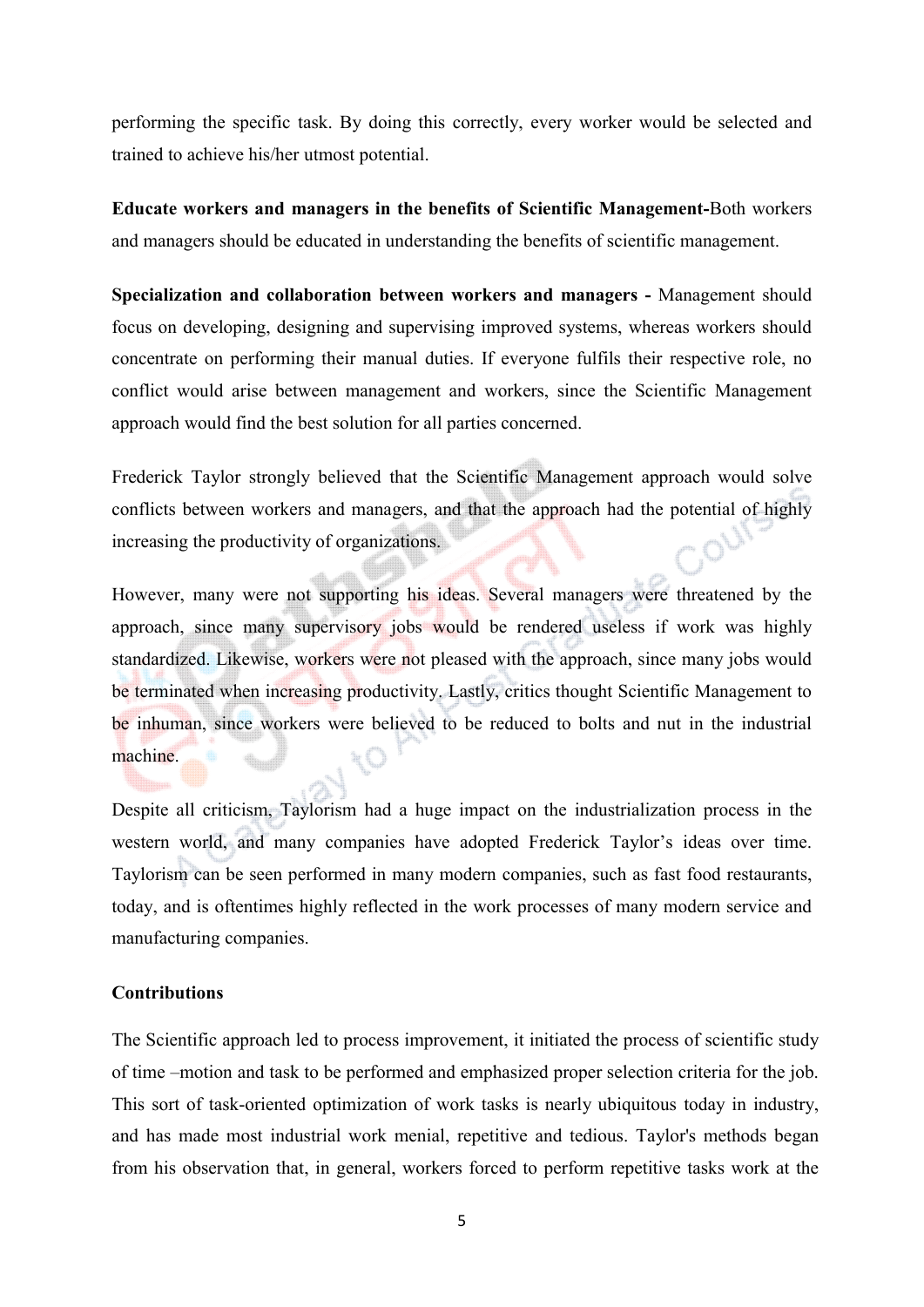performing the specific task. By doing this correctly, every worker would be selected and trained to achieve his/her utmost potential.

**Educate workers and managers in the benefits of Scientific Management-**Both workers and managers should be educated in understanding the benefits of scientific management.

**Specialization and collaboration between workers and managers -** Management should focus on developing, designing and supervising improved systems, whereas workers should concentrate on performing their manual duties. If everyone fulfils their respective role, no conflict would arise between management and workers, since the Scientific Management approach would find the best solution for all parties concerned.

Frederick Taylor strongly believed that the Scientific Management approach would solve conflicts between workers and managers, and that the approach had the potential of highly increasing the productivity of organizations.

However, many were not supporting his ideas. Several managers were threatened by the approach, since many supervisory jobs would be rendered useless if work was highly standardized. Likewise, workers were not pleased with the approach, since many jobs would be terminated when increasing productivity. Lastly, critics thought Scientific Management to be inhuman, since workers were believed to be reduced to bolts and nut in the industrial machine.

Despite all criticism, Taylorism had a huge impact on the industrialization process in the western world, and many companies have adopted Frederick Taylor's ideas over time. Taylorism can be seen performed in many modern companies, such as fast food restaurants, today, and is oftentimes highly reflected in the work processes of many modern service and manufacturing companies.

**Contributions**

The Scientific approach led to process improvement, it initiated the process of scientific study of time –motion and task to be performed and emphasized proper selection criteria for the job. This sort of task-oriented optimization of work tasks is nearly ubiquitous today in industry, and has made most industrial work menial, repetitive and tedious. Taylor's methods began from his observation that, in general, workers forced to perform repetitive tasks work at the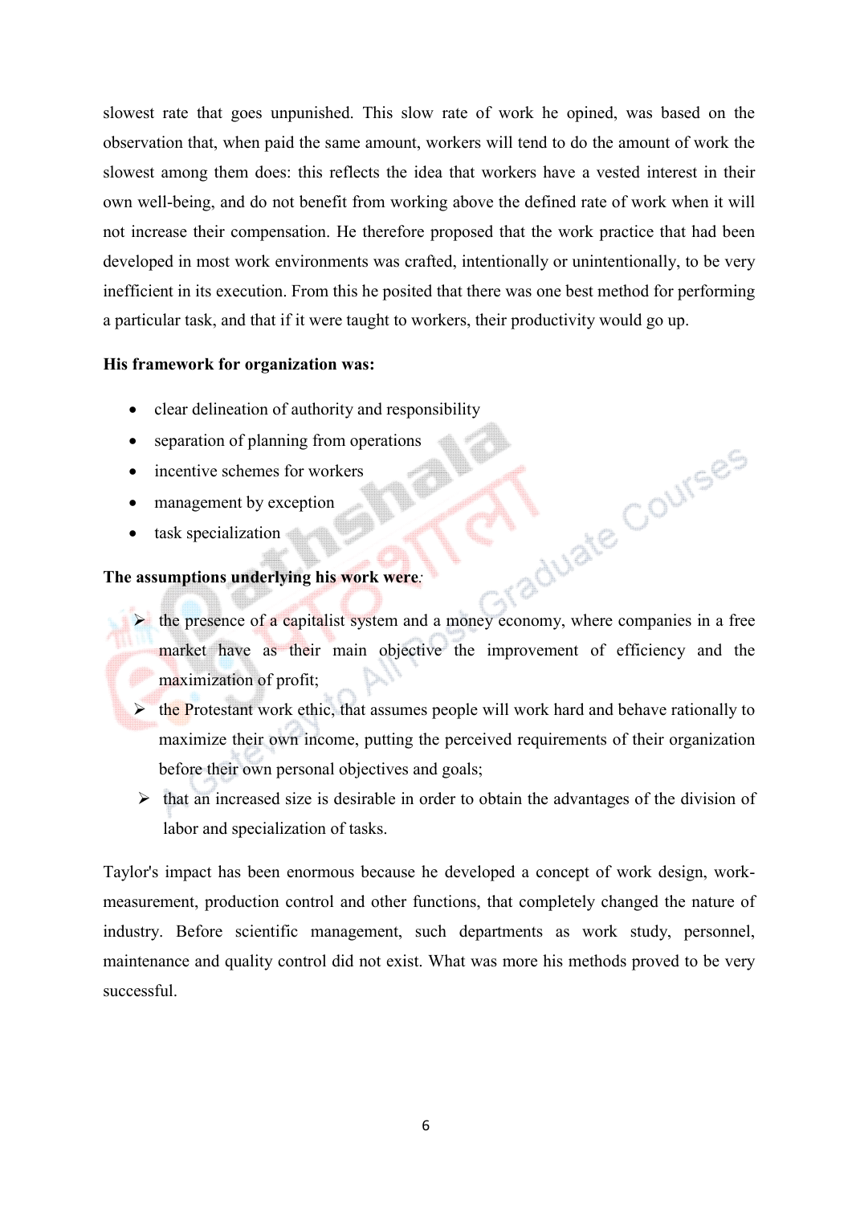slowest rate that goes unpunished. This slow rate of work he opined, was based on the observation that, when paid the same amount, workers will tend to do the amount of work the slowest among them does: this reflects the idea that workers have a vested interest in their own well-being, and do not benefit from working above the defined rate of work when it will not increase their compensation. He therefore proposed that the work practice that had been developed in most work environments was crafted, intentionally or unintentionally, to be very inefficient in its execution. From this he posited that there was one best method for performing a particular task, and that if it were taught to workers, their productivity would go up.

**His framework for organization was:**

- clear delineation of authority and responsibility
- separation of planning from operations
- incentive schemes for workers
- management by exception
- task specialization

**The assumptions underlying his work were**:

- the presence of a capitalist system and a money economy, where companies in a free market have as their main objective the improvement of efficiency and the maximization of profit;
- the Protestant work ethic, that assumes people will work hard and behave rationally to maximize their own income, putting the perceived requirements of their organization before their own personal objectives and goals;
- that an increased size is desirable in order to obtain the advantages of the division of labor and specialization of tasks.

Taylor's impact has been enormous because he developed a concept of work design, work-measurement, production control and other functions, that completely changed the nature of industry. Before scientific management, such departments as work study, personnel, maintenance and quality control did not exist. What was more his methods proved to be very successful.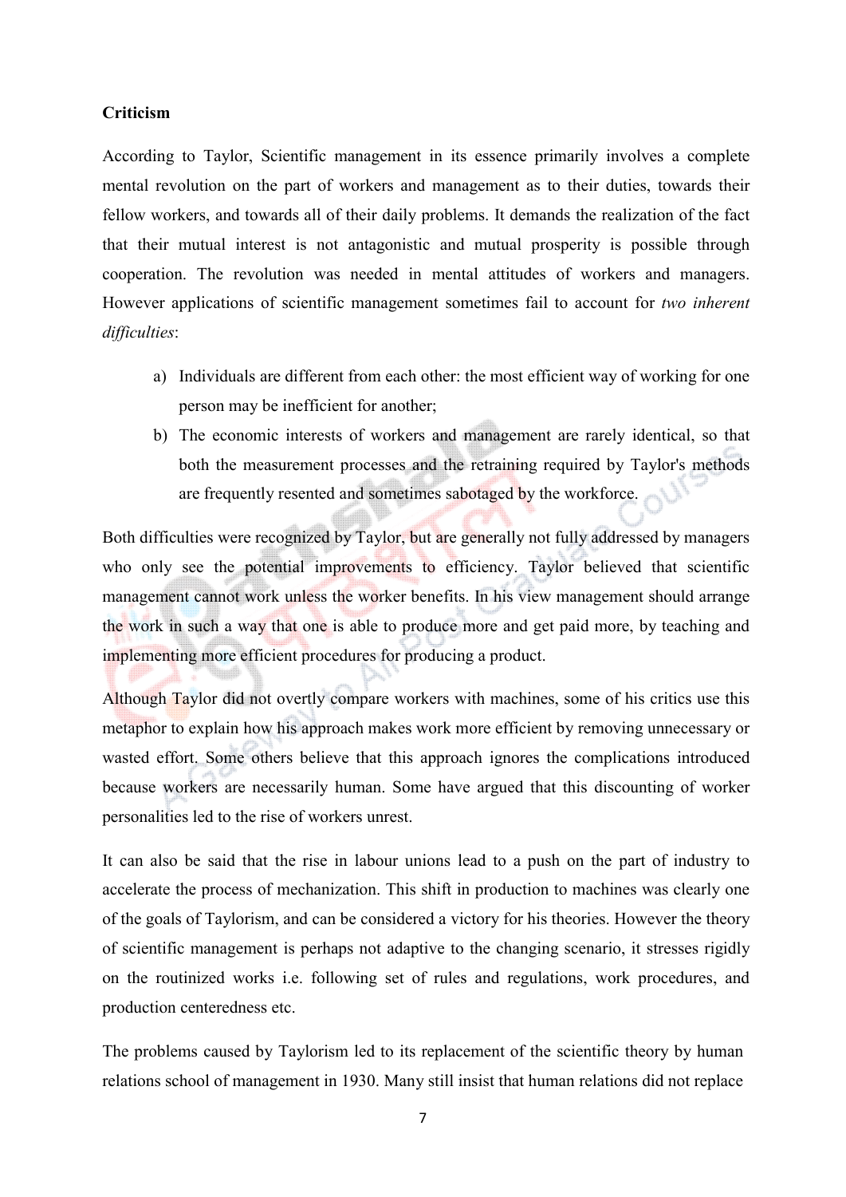**Criticism**

According to Taylor, Scientific management in its essence primarily involves a complete mental revolution on the part of workers and management as to their duties, towards their fellow workers, and towards all of their daily problems. It demands the realization of the fact that their mutual interest is not antagonistic and mutual prosperity is possible through cooperation. The revolution was needed in mental attitudes of workers and managers. However applications of scientific management sometimes fail to account for *two inherent difficulties*:

a) Individuals are different from each other: the most efficient way of working for one person may be inefficient for another;
b) The economic interests of workers and management are rarely identical, so that both the measurement processes and the retraining required by Taylor's methods are frequently resented and sometimes sabotaged by the workforce.

Both difficulties were recognized by Taylor, but are generally not fully addressed by managers who only see the potential improvements to efficiency. Taylor believed that scientific management cannot work unless the worker benefits. In his view management should arrange the work in such a way that one is able to produce more and get paid more, by teaching and implementing more efficient procedures for producing a product.

Although Taylor did not overtly compare workers with machines, some of his critics use this metaphor to explain how his approach makes work more efficient by removing unnecessary or wasted effort. Some others believe that this approach ignores the complications introduced because workers are necessarily human. Some have argued that this discounting of worker personalities led to the rise of workers unrest.

It can also be said that the rise in labour unions lead to a push on the part of industry to accelerate the process of mechanization. This shift in production to machines was clearly one of the goals of Taylorism, and can be considered a victory for his theories. However the theory of scientific management is perhaps not adaptive to the changing scenario, it stresses rigidly on the routinized works i.e. following set of rules and regulations, work procedures, and production centeredness etc.

The problems caused by Taylorism led to its replacement of the scientific theory by human relations school of management in 1930. Many still insist that human relations did not replace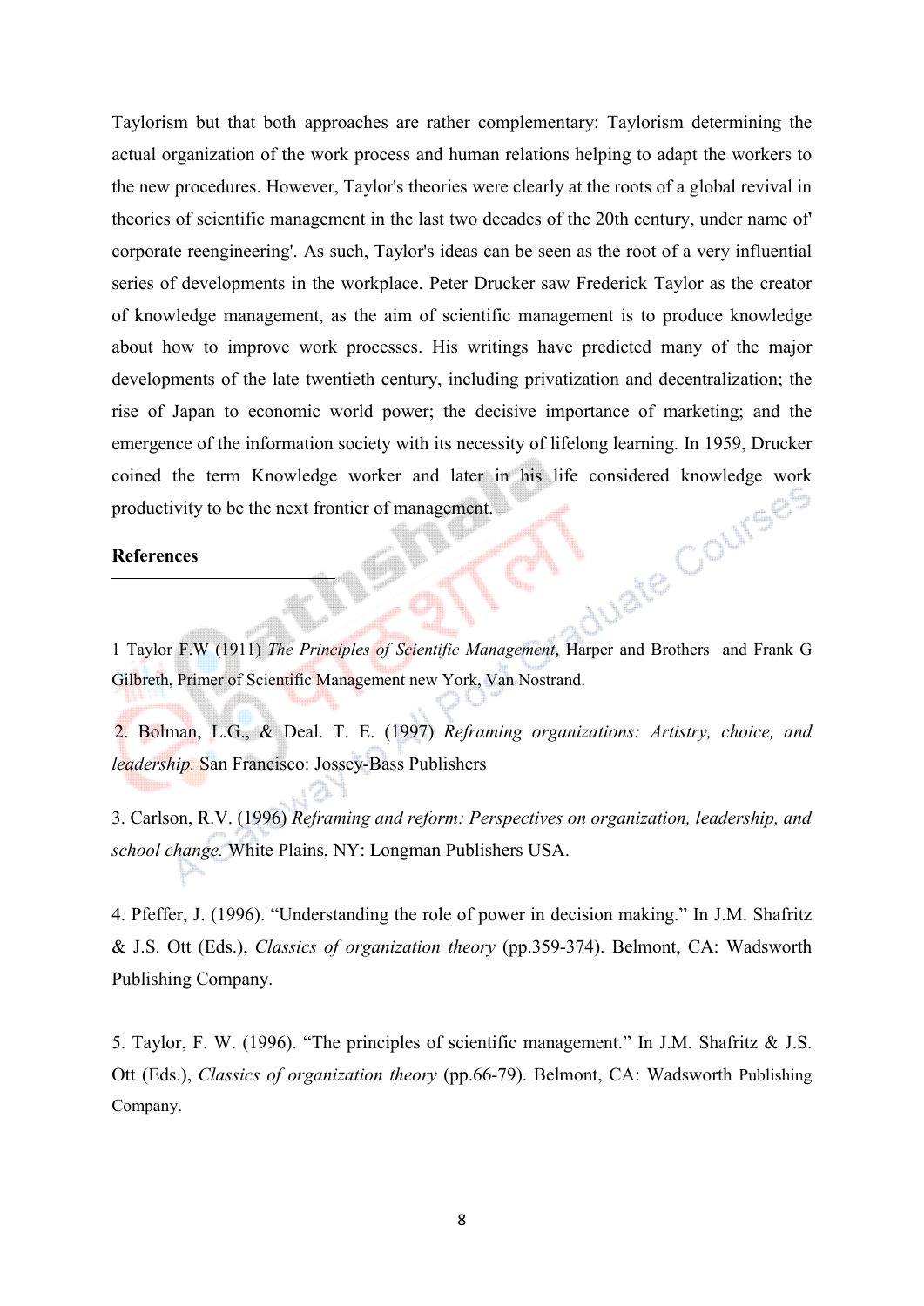Taylorism but that both approaches are rather complementary: Taylorism determining the actual organization of the work process and human relations helping to adapt the workers to the new procedures. However, Taylor's theories were clearly at the roots of a global revival in theories of scientific management in the last two decades of the 20th century, under name of' corporate reengineering'. As such, Taylor's ideas can be seen as the root of a very influential series of developments in the workplace. Peter Drucker saw Frederick Taylor as the creator of knowledge management, as the aim of scientific management is to produce knowledge about how to improve work processes. His writings have predicted many of the major developments of the late twentieth century, including privatization and decentralization; the rise of Japan to economic world power; the decisive importance of marketing; and the emergence of the information society with its necessity of lifelong learning. In 1959, Drucker coined the term Knowledge worker and later in his life considered knowledge work productivity to be the next frontier of management.

**References**

1 Taylor F.W (1911) *The Principles of Scientific Management*, Harper and Brothers and Frank G Gilbreth, Primer of Scientific Management new York, Van Nostrand.

2. Bolman, L.G., & Deal. T. E. (1997) *Reframing organizations: Artistry, choice, and leadership.* San Francisco: Jossey-Bass Publishers

3. Carlson, R.V. (1996) *Reframing and reform: Perspectives on organization, leadership, and school change.* White Plains, NY: Longman Publishers USA.

4. Pfeffer, J. (1996). "Understanding the role of power in decision making." In J.M. Shafritz & J.S. Ott (Eds.), *Classics of organization theory* (pp.359-374). Belmont, CA: Wadsworth Publishing Company.

5. Taylor, F. W. (1996). "The principles of scientific management." In J.M. Shafritz & J.S. Ott (Eds.), *Classics of organization theory* (pp.66-79). Belmont, CA: Wadsworth Publishing Company.